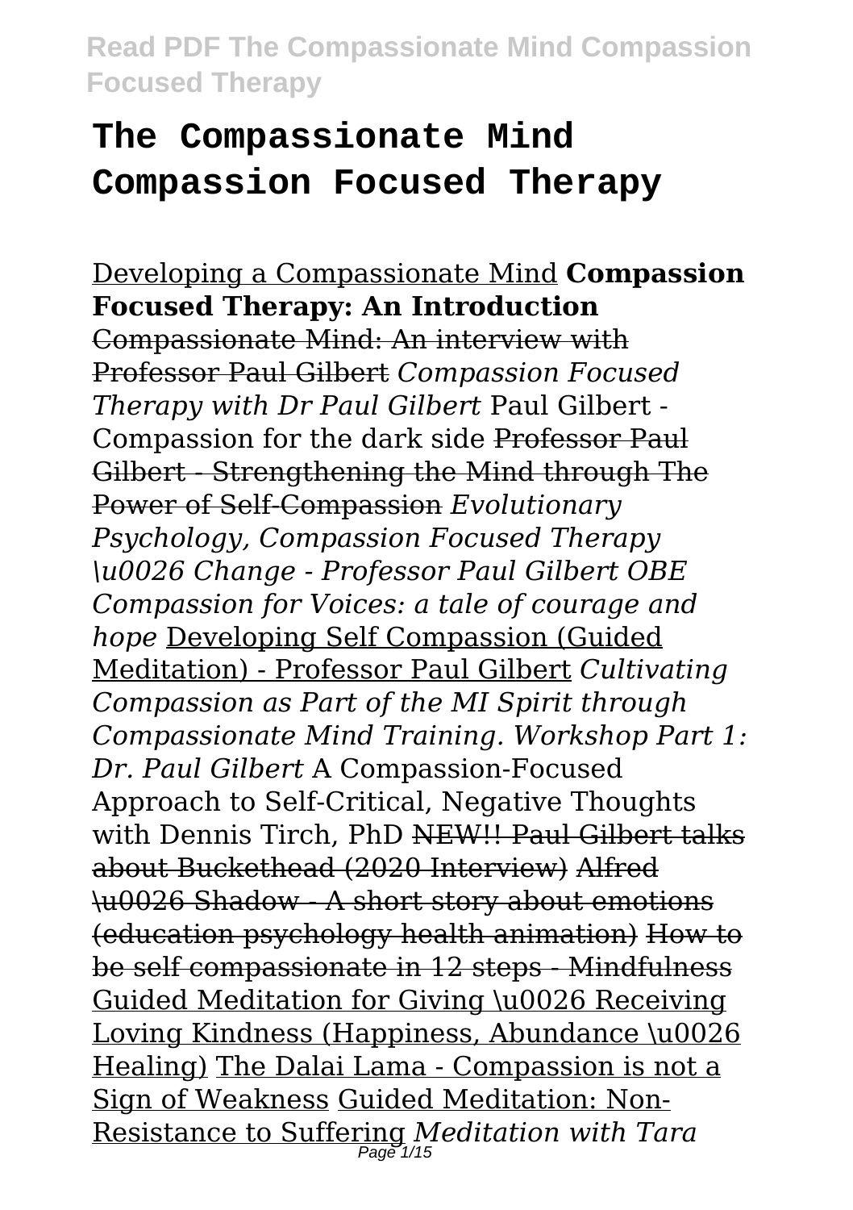# The Compassionate Mind Compassion Focused Therapy

Developing a Compassionate Mind **Compassion Focused Therapy: An Introduction**

~~Compassionate Mind: An interview with Professor Paul Gilbert~~ *Compassion Focused Therapy with Dr Paul Gilbert* Paul Gilbert - Compassion for the dark side ~~Professor Paul Gilbert - Strengthening the Mind through The Power of Self-Compassion~~ *Evolutionary Psychology, Compassion Focused Therapy \u0026 Change - Professor Paul Gilbert OBE Compassion for Voices: a tale of courage and hope* Developing Self Compassion (Guided Meditation) - Professor Paul Gilbert *Cultivating Compassion as Part of the MI Spirit through Compassionate Mind Training. Workshop Part 1: Dr. Paul Gilbert* A Compassion-Focused Approach to Self-Critical, Negative Thoughts with Dennis Tirch, PhD ~~NEW!! Paul Gilbert talks about Buckethead (2020 Interview)~~ ~~Alfred \u0026 Shadow - A short story about emotions (education psychology health animation)~~ ~~How to be self compassionate in 12 steps - Mindfulness~~ Guided Meditation for Giving \u0026 Receiving Loving Kindness (Happiness, Abundance \u0026 Healing) The Dalai Lama - Compassion is not a Sign of Weakness Guided Meditation: Non-Resistance to Suffering *Meditation with Tara*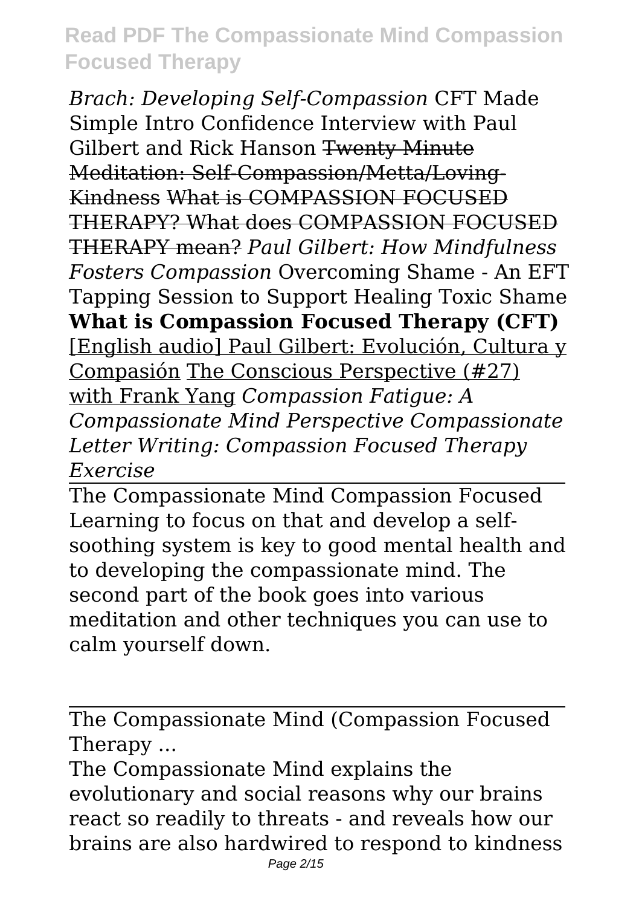*Brach: Developing Self-Compassion* CFT Made Simple Intro Confidence Interview with Paul Gilbert and Rick Hanson ~~Twenty Minute Meditation: Self-Compassion/Metta/Loving-Kindness What is COMPASSION FOCUSED THERAPY? What does COMPASSION FOCUSED THERAPY mean?~~ *Paul Gilbert: How Mindfulness Fosters Compassion* Overcoming Shame - An EFT Tapping Session to Support Healing Toxic Shame **What is Compassion Focused Therapy (CFT)** [English audio] Paul Gilbert: Evolución, Cultura y Compasión The Conscious Perspective (#27) with Frank Yang *Compassion Fatigue: A Compassionate Mind Perspective Compassionate Letter Writing: Compassion Focused Therapy Exercise*

The Compassionate Mind Compassion Focused

Learning to focus on that and develop a self-soothing system is key to good mental health and to developing the compassionate mind. The second part of the book goes into various meditation and other techniques you can use to calm yourself down.

The Compassionate Mind (Compassion Focused Therapy ...

The Compassionate Mind explains the evolutionary and social reasons why our brains react so readily to threats - and reveals how our brains are also hardwired to respond to kindness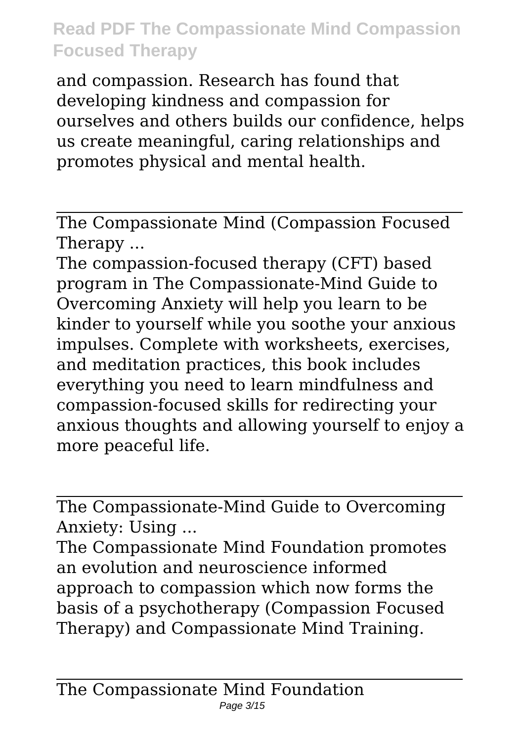and compassion. Research has found that developing kindness and compassion for ourselves and others builds our confidence, helps us create meaningful, caring relationships and promotes physical and mental health.

---

The Compassionate Mind (Compassion Focused Therapy ...

The compassion-focused therapy (CFT) based program in The Compassionate-Mind Guide to Overcoming Anxiety will help you learn to be kinder to yourself while you soothe your anxious impulses. Complete with worksheets, exercises, and meditation practices, this book includes everything you need to learn mindfulness and compassion-focused skills for redirecting your anxious thoughts and allowing yourself to enjoy a more peaceful life.

---

The Compassionate-Mind Guide to Overcoming Anxiety: Using ...

The Compassionate Mind Foundation promotes an evolution and neuroscience informed approach to compassion which now forms the basis of a psychotherapy (Compassion Focused Therapy) and Compassionate Mind Training.

---

The Compassionate Mind Foundation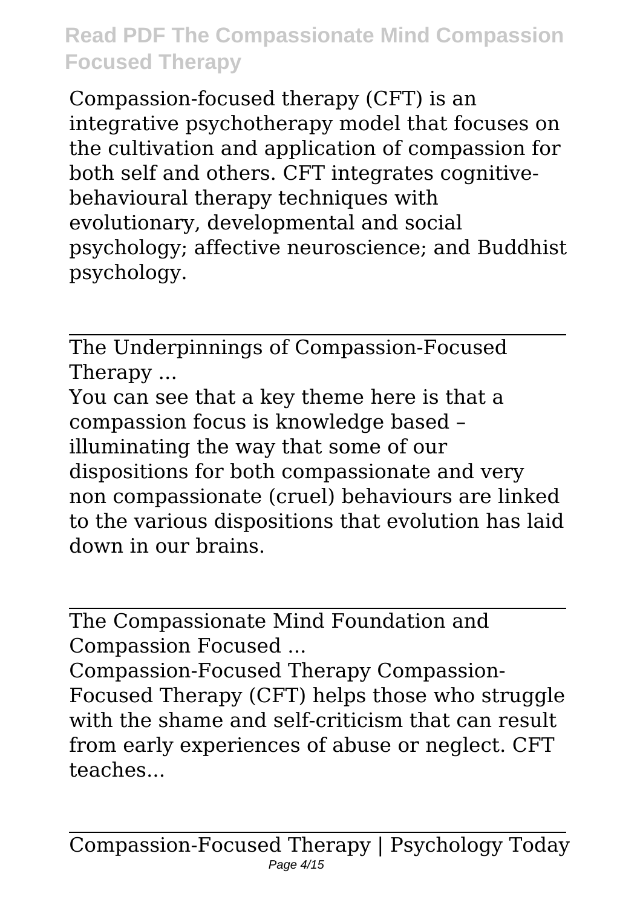Compassion-focused therapy (CFT) is an integrative psychotherapy model that focuses on the cultivation and application of compassion for both self and others. CFT integrates cognitive-behavioural therapy techniques with evolutionary, developmental and social psychology; affective neuroscience; and Buddhist psychology.

---

The Underpinnings of Compassion-Focused Therapy ...

You can see that a key theme here is that a compassion focus is knowledge based – illuminating the way that some of our dispositions for both compassionate and very non compassionate (cruel) behaviours are linked to the various dispositions that evolution has laid down in our brains.

---

The Compassionate Mind Foundation and Compassion Focused ...

Compassion-Focused Therapy Compassion-Focused Therapy (CFT) helps those who struggle with the shame and self-criticism that can result from early experiences of abuse or neglect. CFT teaches...

---

Compassion-Focused Therapy | Psychology Today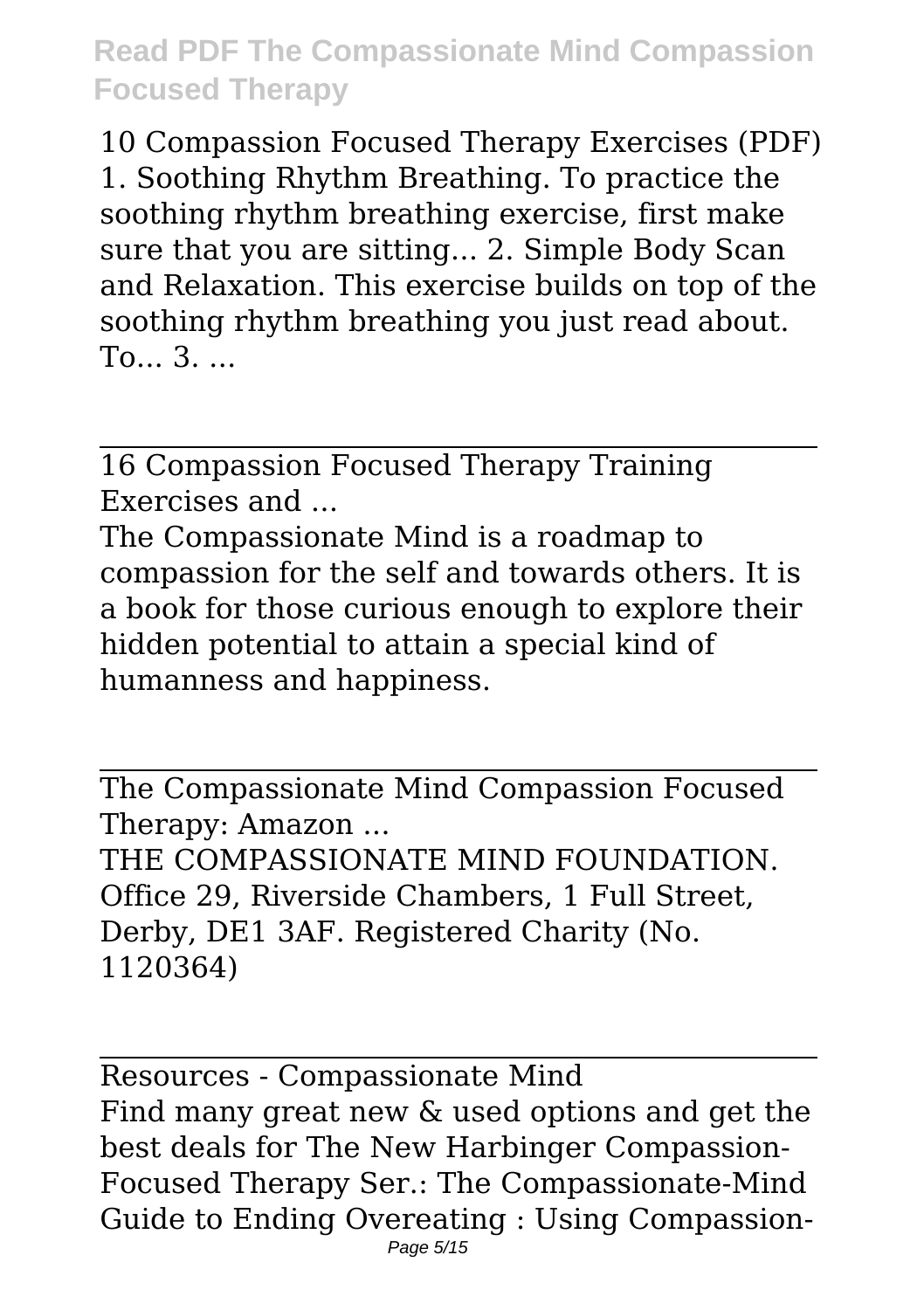10 Compassion Focused Therapy Exercises (PDF) 1. Soothing Rhythm Breathing. To practice the soothing rhythm breathing exercise, first make sure that you are sitting... 2. Simple Body Scan and Relaxation. This exercise builds on top of the soothing rhythm breathing you just read about. To... 3. ...

---

16 Compassion Focused Therapy Training Exercises and ...

The Compassionate Mind is a roadmap to compassion for the self and towards others. It is a book for those curious enough to explore their hidden potential to attain a special kind of humanness and happiness.

---

The Compassionate Mind Compassion Focused Therapy: Amazon ...

THE COMPASSIONATE MIND FOUNDATION. Office 29, Riverside Chambers, 1 Full Street, Derby, DE1 3AF. Registered Charity (No. 1120364)

---

Resources - Compassionate Mind

Find many great new & used options and get the best deals for The New Harbinger Compassion-Focused Therapy Ser.: The Compassionate-Mind Guide to Ending Overeating : Using Compassion-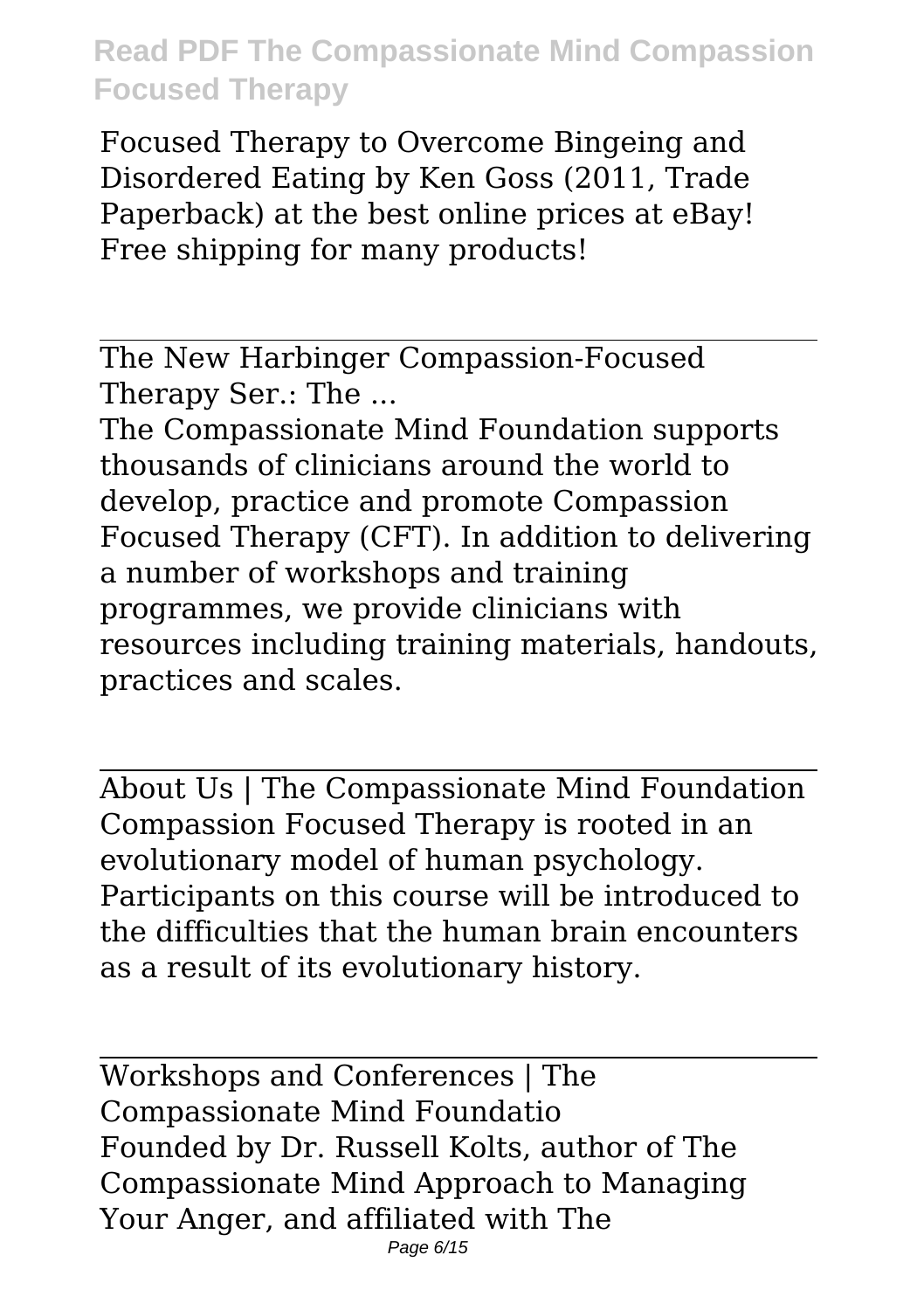Focused Therapy to Overcome Bingeing and Disordered Eating by Ken Goss (2011, Trade Paperback) at the best online prices at eBay! Free shipping for many products!

## The New Harbinger Compassion-Focused Therapy Ser.: The ...

The Compassionate Mind Foundation supports thousands of clinicians around the world to develop, practice and promote Compassion Focused Therapy (CFT). In addition to delivering a number of workshops and training programmes, we provide clinicians with resources including training materials, handouts, practices and scales.

## About Us | The Compassionate Mind Foundation

Compassion Focused Therapy is rooted in an evolutionary model of human psychology. Participants on this course will be introduced to the difficulties that the human brain encounters as a result of its evolutionary history.

## Workshops and Conferences | The Compassionate Mind Foundatio

Founded by Dr. Russell Kolts, author of The Compassionate Mind Approach to Managing Your Anger, and affiliated with The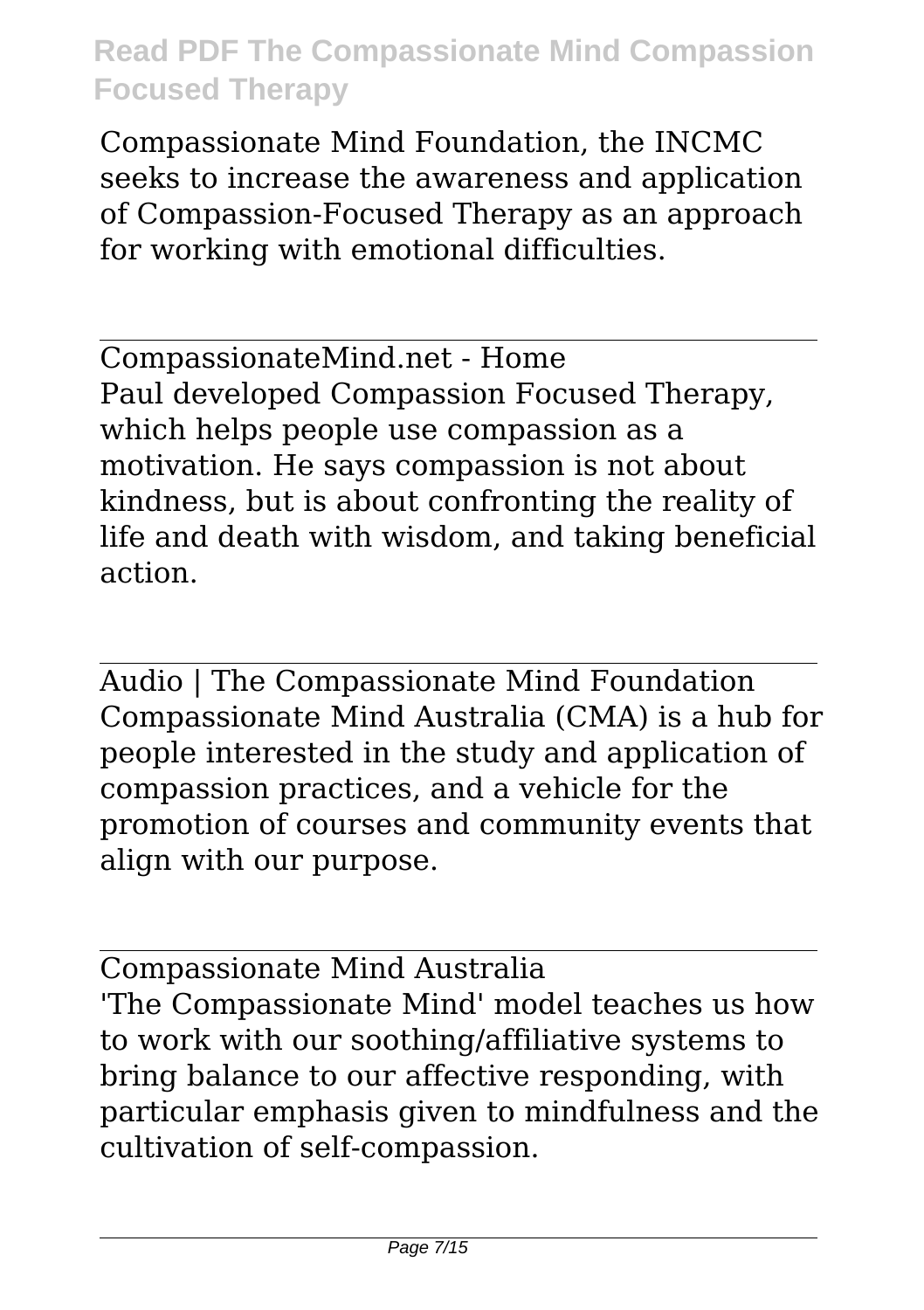Compassionate Mind Foundation, the INCMC seeks to increase the awareness and application of Compassion-Focused Therapy as an approach for working with emotional difficulties.

CompassionateMind.net - Home

Paul developed Compassion Focused Therapy, which helps people use compassion as a motivation. He says compassion is not about kindness, but is about confronting the reality of life and death with wisdom, and taking beneficial action.

Audio | The Compassionate Mind Foundation

Compassionate Mind Australia (CMA) is a hub for people interested in the study and application of compassion practices, and a vehicle for the promotion of courses and community events that align with our purpose.

Compassionate Mind Australia

'The Compassionate Mind' model teaches us how to work with our soothing/affiliative systems to bring balance to our affective responding, with particular emphasis given to mindfulness and the cultivation of self-compassion.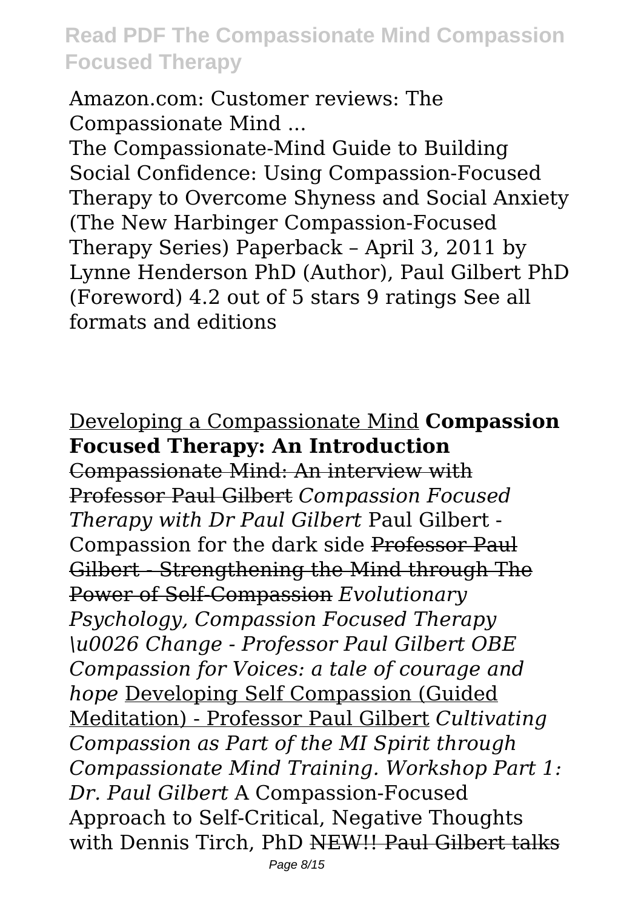Amazon.com: Customer reviews: The Compassionate Mind ...

The Compassionate-Mind Guide to Building Social Confidence: Using Compassion-Focused Therapy to Overcome Shyness and Social Anxiety (The New Harbinger Compassion-Focused Therapy Series) Paperback – April 3, 2011 by Lynne Henderson PhD (Author), Paul Gilbert PhD (Foreword) 4.2 out of 5 stars 9 ratings See all formats and editions

Developing a Compassionate Mind **Compassion Focused Therapy: An Introduction** Compassionate Mind: An interview with Professor Paul Gilbert *Compassion Focused Therapy with Dr Paul Gilbert* Paul Gilbert - Compassion for the dark side Professor Paul Gilbert - Strengthening the Mind through The Power of Self-Compassion *Evolutionary Psychology, Compassion Focused Therapy \u0026 Change - Professor Paul Gilbert OBE Compassion for Voices: a tale of courage and hope* Developing Self Compassion (Guided Meditation) - Professor Paul Gilbert *Cultivating Compassion as Part of the MI Spirit through Compassionate Mind Training. Workshop Part 1: Dr. Paul Gilbert* A Compassion-Focused Approach to Self-Critical, Negative Thoughts with Dennis Tirch, PhD NEW!! Paul Gilbert talks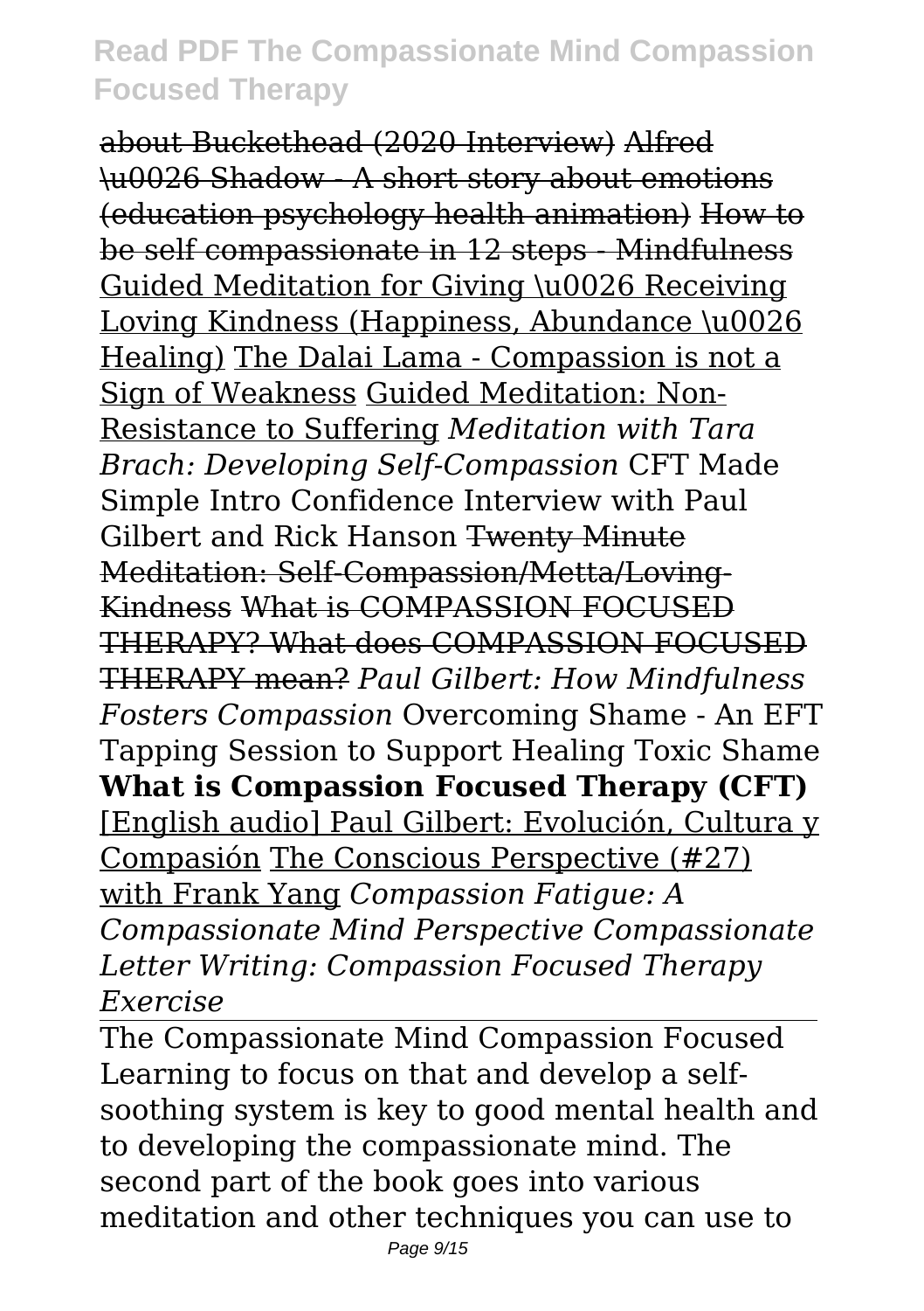about Buckethead (2020 Interview) Alfred \u0026 Shadow - A short story about emotions (education psychology health animation) How to be self compassionate in 12 steps - Mindfulness Guided Meditation for Giving \u0026 Receiving Loving Kindness (Happiness, Abundance \u0026 Healing) The Dalai Lama - Compassion is not a Sign of Weakness Guided Meditation: Non-Resistance to Suffering *Meditation with Tara Brach: Developing Self-Compassion* CFT Made Simple Intro Confidence Interview with Paul Gilbert and Rick Hanson Twenty Minute Meditation: Self-Compassion/Metta/Loving-Kindness What is COMPASSION FOCUSED THERAPY? What does COMPASSION FOCUSED THERAPY mean? *Paul Gilbert: How Mindfulness Fosters Compassion* Overcoming Shame - An EFT Tapping Session to Support Healing Toxic Shame **What is Compassion Focused Therapy (CFT)** [English audio] Paul Gilbert: Evolución, Cultura y Compasión The Conscious Perspective (#27) with Frank Yang *Compassion Fatigue: A Compassionate Mind Perspective Compassionate Letter Writing: Compassion Focused Therapy Exercise*

The Compassionate Mind Compassion Focused

Learning to focus on that and develop a self-soothing system is key to good mental health and to developing the compassionate mind. The second part of the book goes into various meditation and other techniques you can use to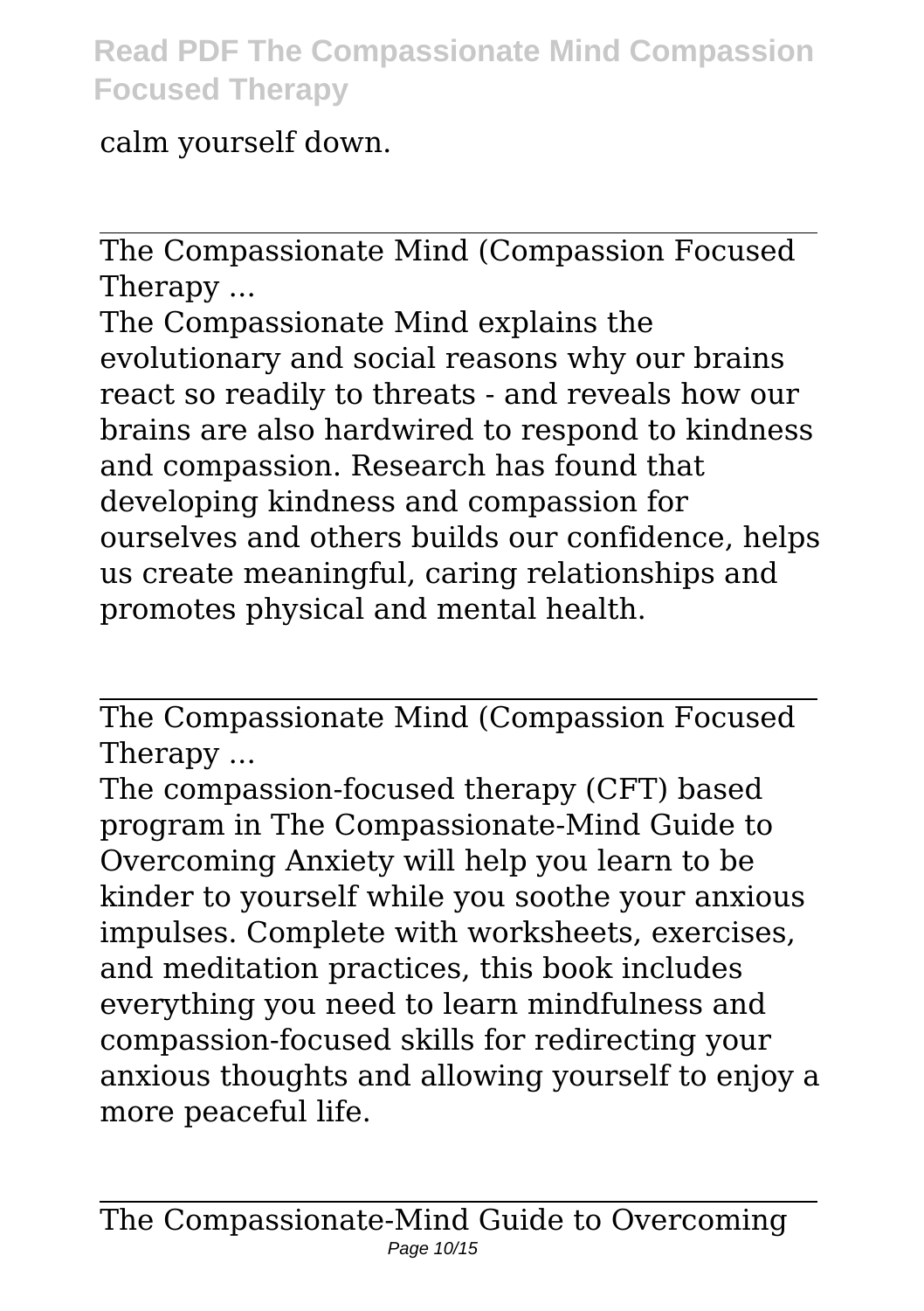calm yourself down.

## The Compassionate Mind (Compassion Focused Therapy ...

The Compassionate Mind explains the evolutionary and social reasons why our brains react so readily to threats - and reveals how our brains are also hardwired to respond to kindness and compassion. Research has found that developing kindness and compassion for ourselves and others builds our confidence, helps us create meaningful, caring relationships and promotes physical and mental health.

## The Compassionate Mind (Compassion Focused Therapy ...

The compassion-focused therapy (CFT) based program in The Compassionate-Mind Guide to Overcoming Anxiety will help you learn to be kinder to yourself while you soothe your anxious impulses. Complete with worksheets, exercises, and meditation practices, this book includes everything you need to learn mindfulness and compassion-focused skills for redirecting your anxious thoughts and allowing yourself to enjoy a more peaceful life.

## The Compassionate-Mind Guide to Overcoming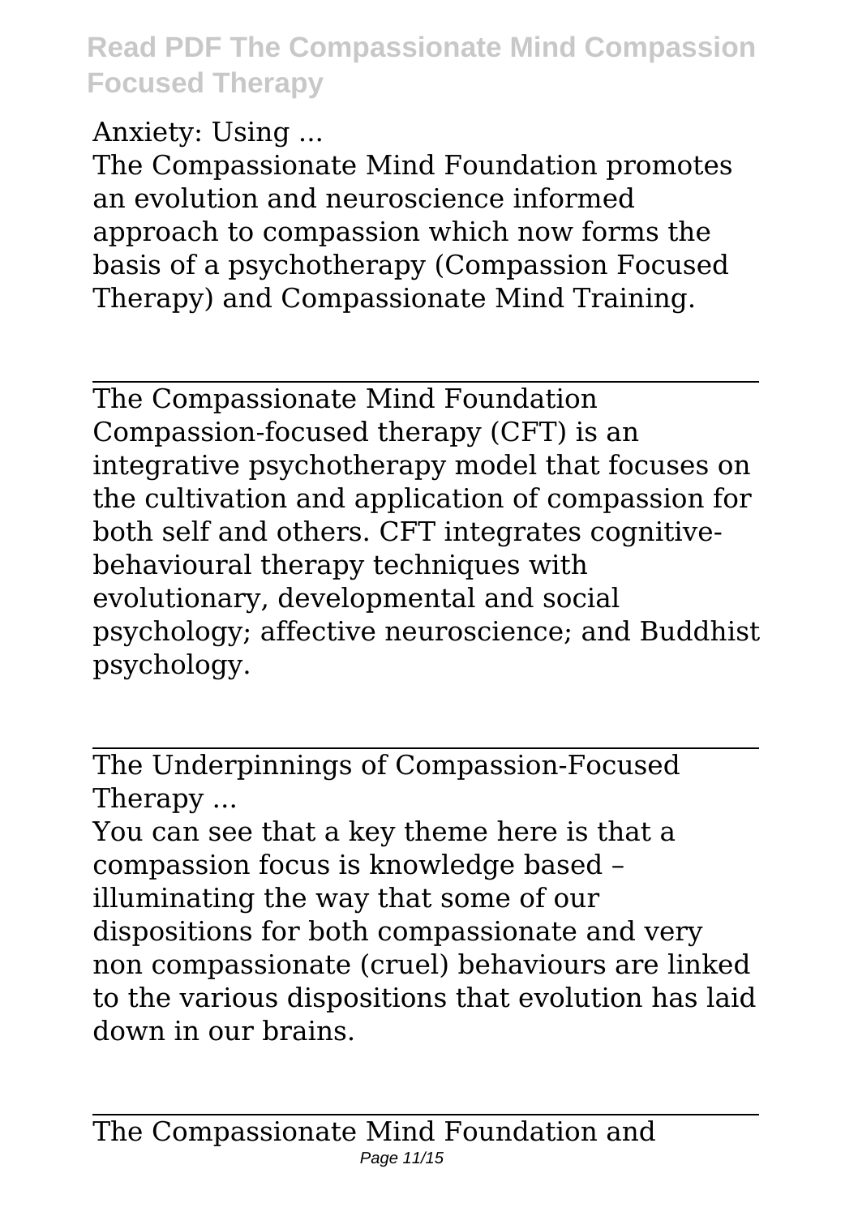Anxiety: Using ...

The Compassionate Mind Foundation promotes an evolution and neuroscience informed approach to compassion which now forms the basis of a psychotherapy (Compassion Focused Therapy) and Compassionate Mind Training.

---

The Compassionate Mind Foundation

Compassion-focused therapy (CFT) is an integrative psychotherapy model that focuses on the cultivation and application of compassion for both self and others. CFT integrates cognitive-behavioural therapy techniques with evolutionary, developmental and social psychology; affective neuroscience; and Buddhist psychology.

---

The Underpinnings of Compassion-Focused Therapy ...

You can see that a key theme here is that a compassion focus is knowledge based – illuminating the way that some of our dispositions for both compassionate and very non compassionate (cruel) behaviours are linked to the various dispositions that evolution has laid down in our brains.

---

The Compassionate Mind Foundation and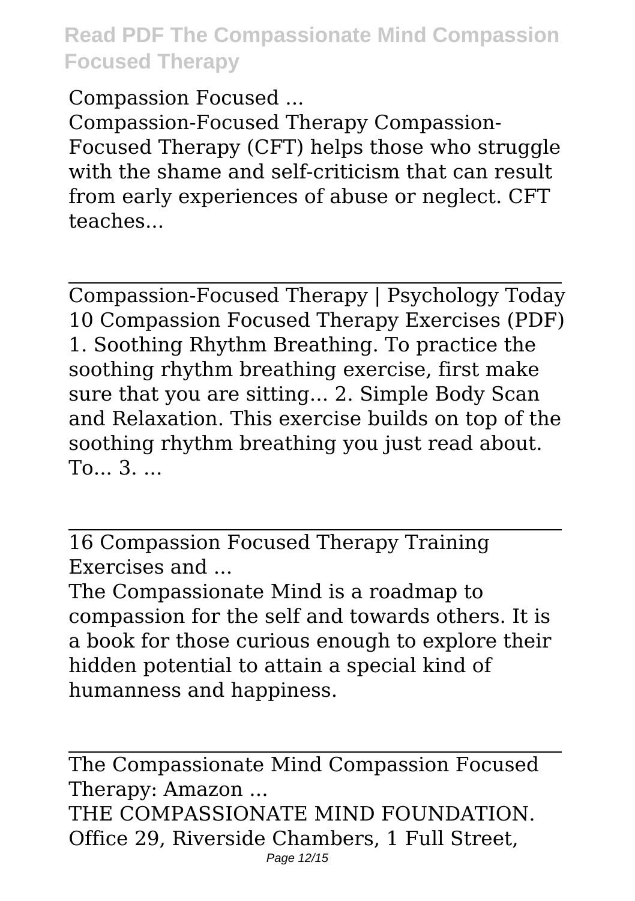Compassion Focused ...

Compassion-Focused Therapy Compassion-Focused Therapy (CFT) helps those who struggle with the shame and self-criticism that can result from early experiences of abuse or neglect. CFT teaches...

Compassion-Focused Therapy | Psychology Today

10 Compassion Focused Therapy Exercises (PDF) 1. Soothing Rhythm Breathing. To practice the soothing rhythm breathing exercise, first make sure that you are sitting... 2. Simple Body Scan and Relaxation. This exercise builds on top of the soothing rhythm breathing you just read about. To... 3. ...

16 Compassion Focused Therapy Training Exercises and ...

The Compassionate Mind is a roadmap to compassion for the self and towards others. It is a book for those curious enough to explore their hidden potential to attain a special kind of humanness and happiness.

The Compassionate Mind Compassion Focused Therapy: Amazon ...

THE COMPASSIONATE MIND FOUNDATION. Office 29, Riverside Chambers, 1 Full Street,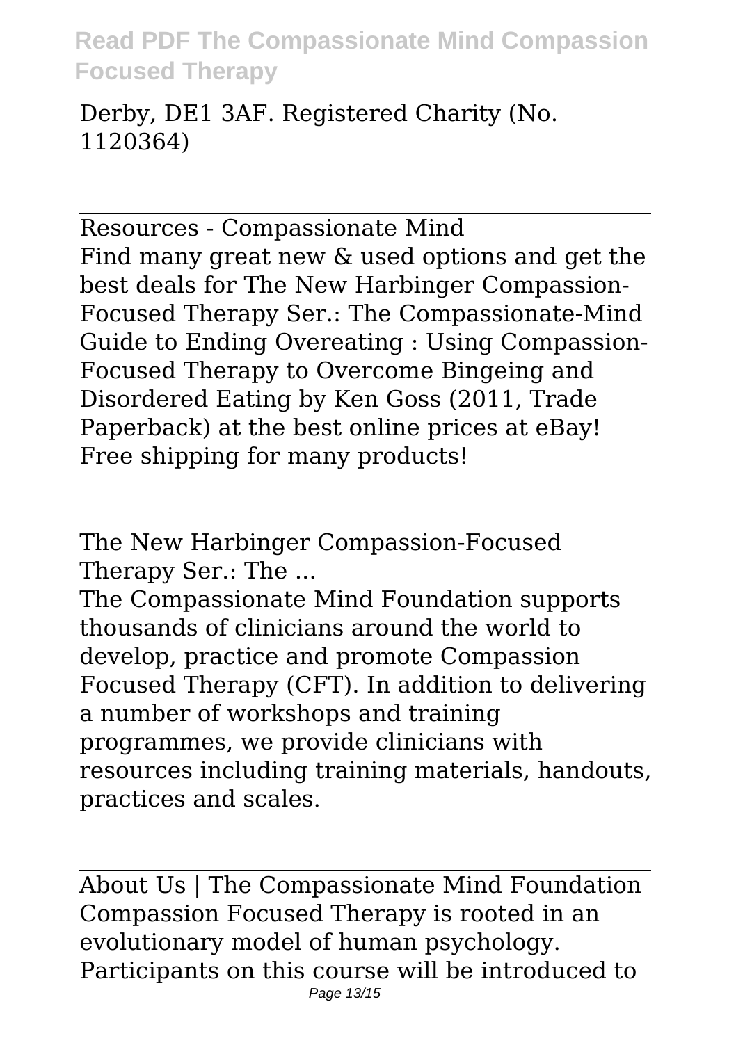Derby, DE1 3AF. Registered Charity (No. 1120364)

Resources - Compassionate Mind

Find many great new & used options and get the best deals for The New Harbinger Compassion-Focused Therapy Ser.: The Compassionate-Mind Guide to Ending Overeating : Using Compassion-Focused Therapy to Overcome Bingeing and Disordered Eating by Ken Goss (2011, Trade Paperback) at the best online prices at eBay! Free shipping for many products!

The New Harbinger Compassion-Focused Therapy Ser.: The ...

The Compassionate Mind Foundation supports thousands of clinicians around the world to develop, practice and promote Compassion Focused Therapy (CFT). In addition to delivering a number of workshops and training programmes, we provide clinicians with resources including training materials, handouts, practices and scales.

About Us | The Compassionate Mind Foundation

Compassion Focused Therapy is rooted in an evolutionary model of human psychology. Participants on this course will be introduced to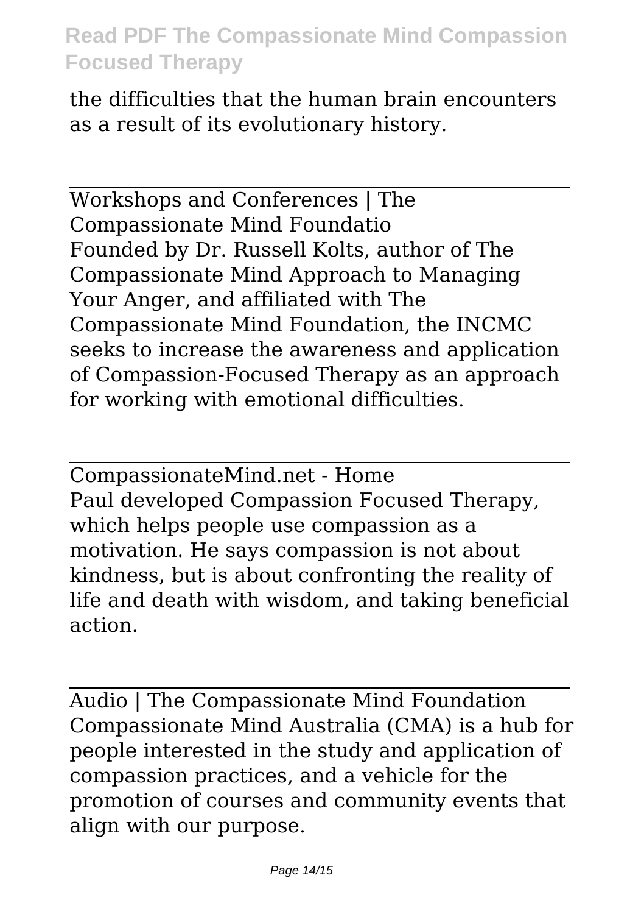the difficulties that the human brain encounters as a result of its evolutionary history.

---

Workshops and Conferences | The Compassionate Mind Foundatio

Founded by Dr. Russell Kolts, author of The Compassionate Mind Approach to Managing Your Anger, and affiliated with The Compassionate Mind Foundation, the INCMC seeks to increase the awareness and application of Compassion-Focused Therapy as an approach for working with emotional difficulties.

---

CompassionateMind.net - Home

Paul developed Compassion Focused Therapy, which helps people use compassion as a motivation. He says compassion is not about kindness, but is about confronting the reality of life and death with wisdom, and taking beneficial action.

---

Audio | The Compassionate Mind Foundation

Compassionate Mind Australia (CMA) is a hub for people interested in the study and application of compassion practices, and a vehicle for the promotion of courses and community events that align with our purpose.

---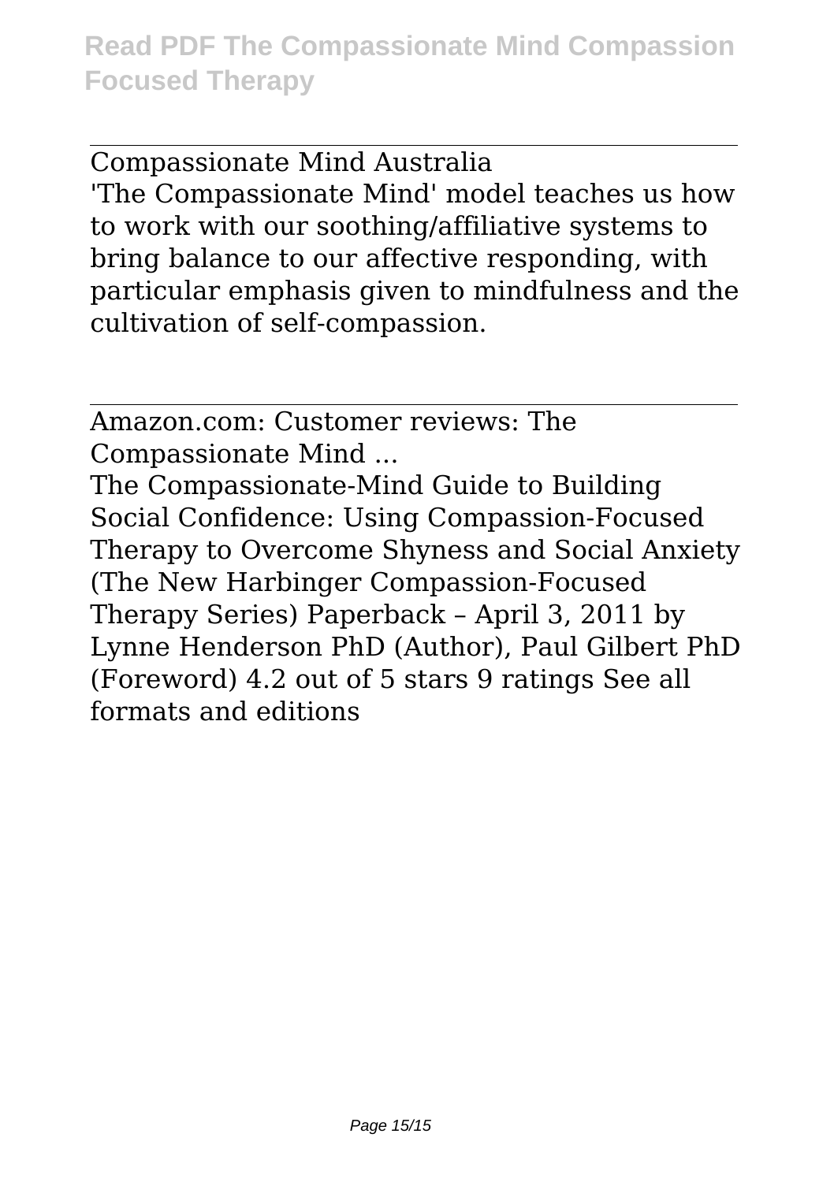Compassionate Mind Australia

'The Compassionate Mind' model teaches us how to work with our soothing/affiliative systems to bring balance to our affective responding, with particular emphasis given to mindfulness and the cultivation of self-compassion.

---

Amazon.com: Customer reviews: The Compassionate Mind ...

The Compassionate-Mind Guide to Building Social Confidence: Using Compassion-Focused Therapy to Overcome Shyness and Social Anxiety (The New Harbinger Compassion-Focused Therapy Series) Paperback – April 3, 2011 by Lynne Henderson PhD (Author), Paul Gilbert PhD (Foreword) 4.2 out of 5 stars 9 ratings See all formats and editions